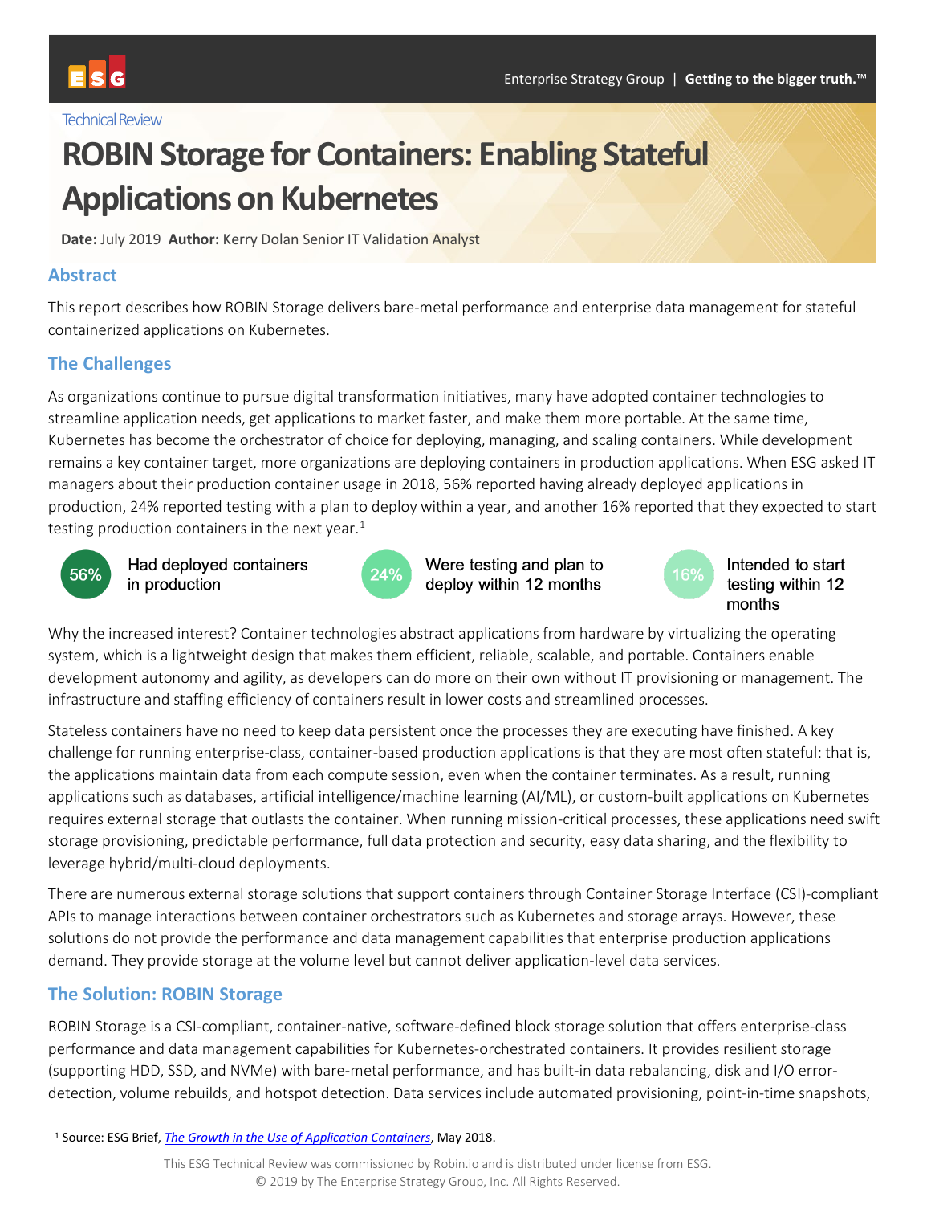Technical Review

# ROBIN Storage for Containers: Enabling Stateful Applications on Kubernetes

**Date:** July 2019 **Author:** Kerry Dolan Senior IT Validation Analyst

## Abstract

This report describes how ROBIN Storage delivers bare-metal performance and enterprise data management for stateful containerized applications on Kubernetes.

## The Challenges

As organizations continue to pursue digital transformation initiatives, many have adopted container technologies to streamline application needs, get applications to market faster, and make them more portable. At the same time, Kubernetes has become the orchestrator of choice for deploying, managing, and scaling containers. While development remains a key container target, more organizations are deploying containers in production applications. When ESG asked IT managers about their production container usage in 2018, 56% reported having already deployed applications in production, 24% reported testing with a plan to deploy within a year, and another 16% reported that they expected to start testing production containers in the next year.[1]

- **56%** Had deployed containers in production
- **24%** Were testing and plan to deploy within 12 months
- **16%** Intended to start testing within 12 months

Why the increased interest? Container technologies abstract applications from hardware by virtualizing the operating system, which is a lightweight design that makes them efficient, reliable, scalable, and portable. Containers enable development autonomy and agility, as developers can do more on their own without IT provisioning or management. The infrastructure and staffing efficiency of containers result in lower costs and streamlined processes.

Stateless containers have no need to keep data persistent once the processes they are executing have finished. A key challenge for running enterprise-class, container-based production applications is that they are most often stateful: that is, the applications maintain data from each compute session, even when the container terminates. As a result, running applications such as databases, artificial intelligence/machine learning (AI/ML), or custom-built applications on Kubernetes requires external storage that outlasts the container. When running mission-critical processes, these applications need swift storage provisioning, predictable performance, full data protection and security, easy data sharing, and the flexibility to leverage hybrid/multi-cloud deployments.

There are numerous external storage solutions that support containers through Container Storage Interface (CSI)-compliant APIs to manage interactions between container orchestrators such as Kubernetes and storage arrays. However, these solutions do not provide the performance and data management capabilities that enterprise production applications demand. They provide storage at the volume level but cannot deliver application-level data services.

## The Solution: ROBIN Storage

ROBIN Storage is a CSI-compliant, container-native, software-defined block storage solution that offers enterprise-class performance and data management capabilities for Kubernetes-orchestrated containers. It provides resilient storage (supporting HDD, SSD, and NVMe) with bare-metal performance, and has built-in data rebalancing, disk and I/O error-detection, volume rebuilds, and hotspot detection. Data services include automated provisioning, point-in-time snapshots,

---

[1] Source: ESG Brief, *The Growth in the Use of Application Containers*, May 2018.

This ESG Technical Review was commissioned by Robin.io and is distributed under license from ESG.
© 2019 by The Enterprise Strategy Group, Inc. All Rights Reserved.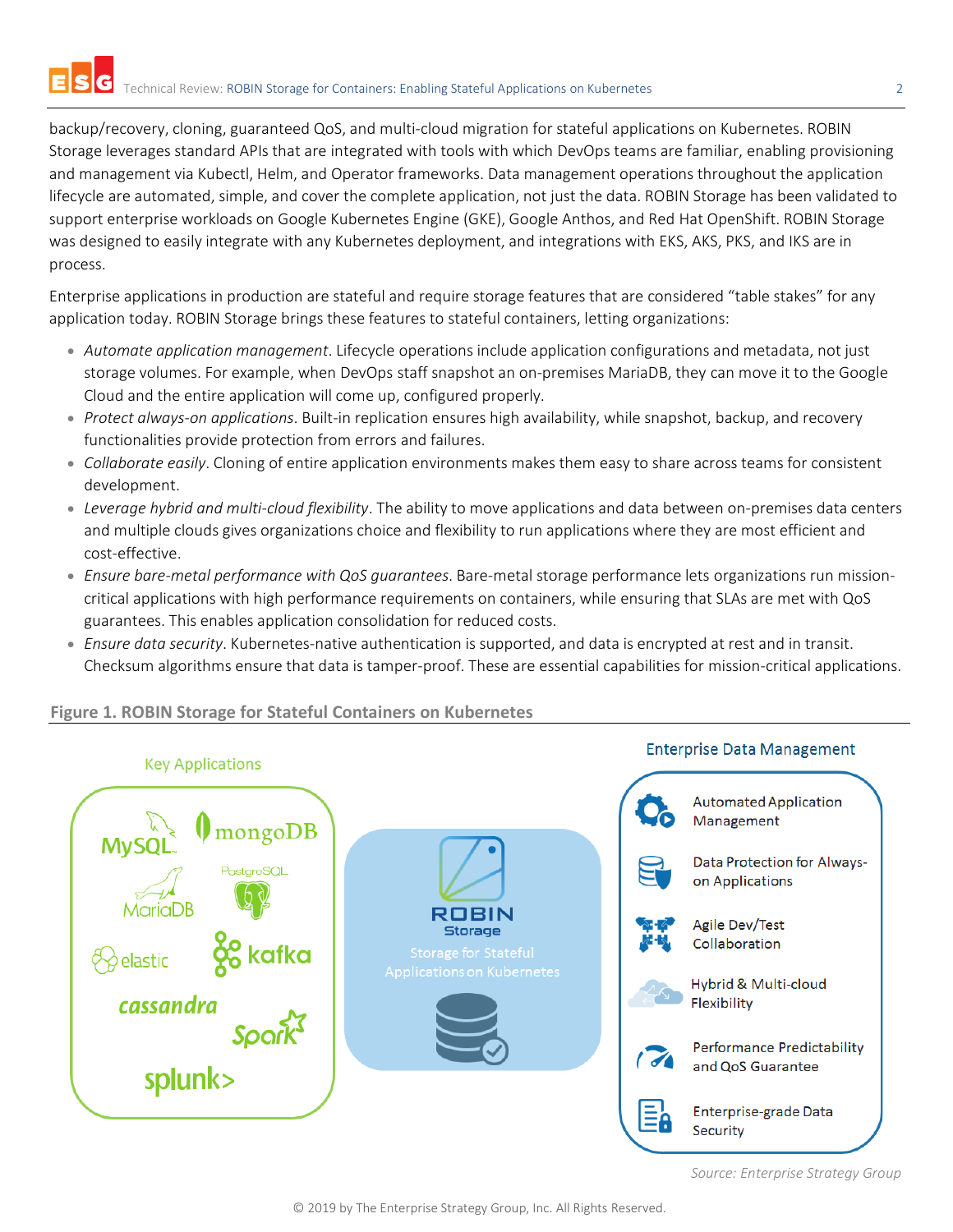backup/recovery, cloning, guaranteed QoS, and multi-cloud migration for stateful applications on Kubernetes. ROBIN Storage leverages standard APIs that are integrated with tools with which DevOps teams are familiar, enabling provisioning and management via Kubectl, Helm, and Operator frameworks. Data management operations throughout the application lifecycle are automated, simple, and cover the complete application, not just the data. ROBIN Storage has been validated to support enterprise workloads on Google Kubernetes Engine (GKE), Google Anthos, and Red Hat OpenShift. ROBIN Storage was designed to easily integrate with any Kubernetes deployment, and integrations with EKS, AKS, PKS, and IKS are in process.

Enterprise applications in production are stateful and require storage features that are considered "table stakes" for any application today. ROBIN Storage brings these features to stateful containers, letting organizations:

- *Automate application management*. Lifecycle operations include application configurations and metadata, not just storage volumes. For example, when DevOps staff snapshot an on-premises MariaDB, they can move it to the Google Cloud and the entire application will come up, configured properly.
- *Protect always-on applications*. Built-in replication ensures high availability, while snapshot, backup, and recovery functionalities provide protection from errors and failures.
- *Collaborate easily*. Cloning of entire application environments makes them easy to share across teams for consistent development.
- *Leverage hybrid and multi-cloud flexibility*. The ability to move applications and data between on-premises data centers and multiple clouds gives organizations choice and flexibility to run applications where they are most efficient and cost-effective.
- *Ensure bare-metal performance with QoS guarantees*. Bare-metal storage performance lets organizations run mission-critical applications with high performance requirements on containers, while ensuring that SLAs are met with QoS guarantees. This enables application consolidation for reduced costs.
- *Ensure data security*. Kubernetes-native authentication is supported, and data is encrypted at rest and in transit. Checksum algorithms ensure that data is tamper-proof. These are essential capabilities for mission-critical applications.

**Figure 1. ROBIN Storage for Stateful Containers on Kubernetes**

Key Applications: MySQL, mongoDB, MariaDB, PostgreSQL, elastic, kafka, cassandra, Spark, splunk>

ROBIN Storage — Storage for Stateful Applications on Kubernetes

Enterprise Data Management:
- Automated Application Management
- Data Protection for Always-on Applications
- Agile Dev/Test Collaboration
- Hybrid & Multi-cloud Flexibility
- Performance Predictability and QoS Guarantee
- Enterprise-grade Data Security

*Source: Enterprise Strategy Group*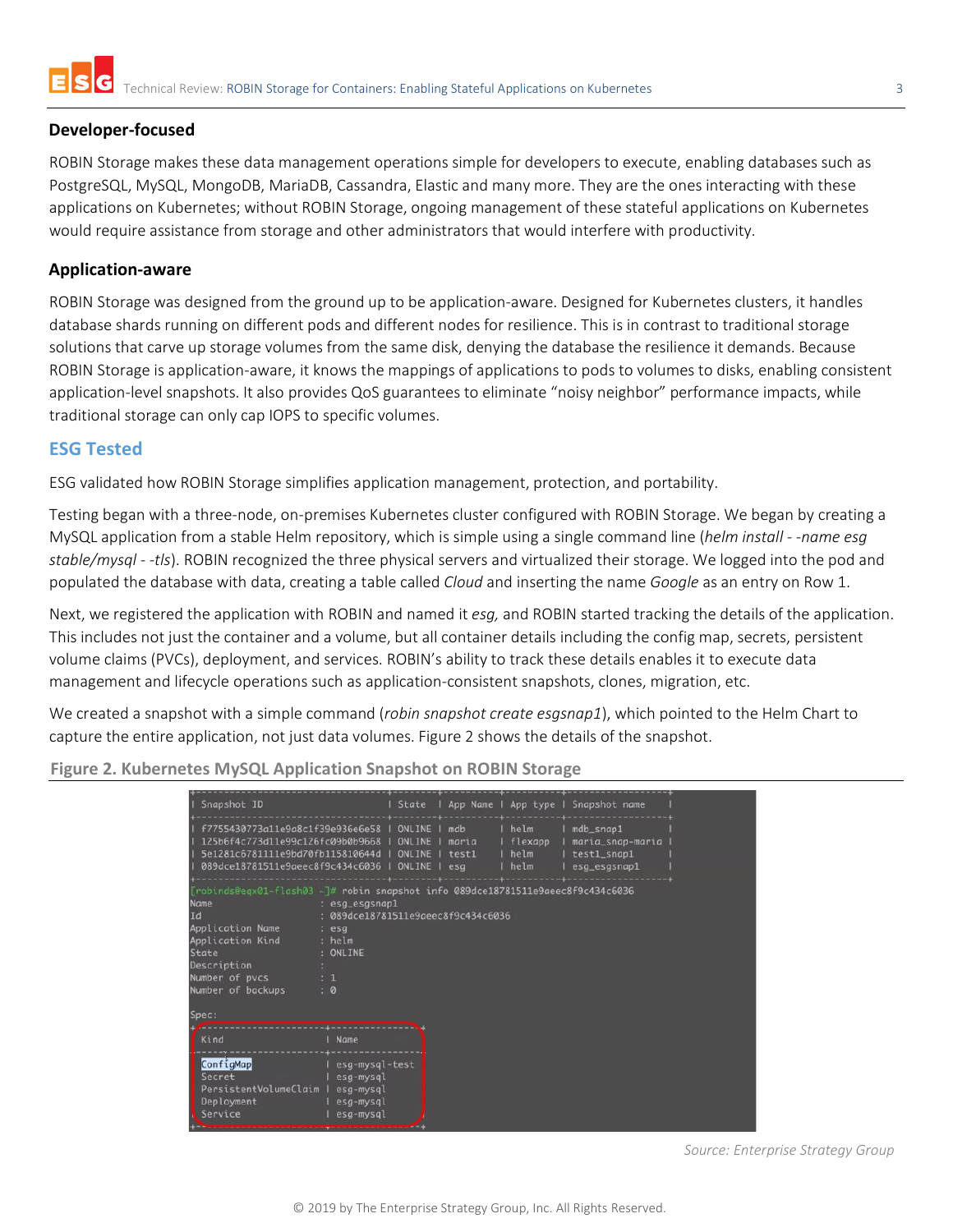### Developer-focused

ROBIN Storage makes these data management operations simple for developers to execute, enabling databases such as PostgreSQL, MySQL, MongoDB, MariaDB, Cassandra, Elastic and many more. They are the ones interacting with these applications on Kubernetes; without ROBIN Storage, ongoing management of these stateful applications on Kubernetes would require assistance from storage and other administrators that would interfere with productivity.

### Application-aware

ROBIN Storage was designed from the ground up to be application-aware. Designed for Kubernetes clusters, it handles database shards running on different pods and different nodes for resilience. This is in contrast to traditional storage solutions that carve up storage volumes from the same disk, denying the database the resilience it demands. Because ROBIN Storage is application-aware, it knows the mappings of applications to pods to volumes to disks, enabling consistent application-level snapshots. It also provides QoS guarantees to eliminate "noisy neighbor" performance impacts, while traditional storage can only cap IOPS to specific volumes.

## ESG Tested

ESG validated how ROBIN Storage simplifies application management, protection, and portability.

Testing began with a three-node, on-premises Kubernetes cluster configured with ROBIN Storage. We began by creating a MySQL application from a stable Helm repository, which is simple using a single command line (*helm install - -name esg stable/mysql - -tls*). ROBIN recognized the three physical servers and virtualized their storage. We logged into the pod and populated the database with data, creating a table called *Cloud* and inserting the name *Google* as an entry on Row 1.

Next, we registered the application with ROBIN and named it *esg,* and ROBIN started tracking the details of the application. This includes not just the container and a volume, but all container details including the config map, secrets, persistent volume claims (PVCs), deployment, and services. ROBIN's ability to track these details enables it to execute data management and lifecycle operations such as application-consistent snapshots, clones, migration, etc.

We created a snapshot with a simple command (*robin snapshot create esgsnap1*), which pointed to the Helm Chart to capture the entire application, not just data volumes. Figure 2 shows the details of the snapshot.

**Figure 2. Kubernetes MySQL Application Snapshot on ROBIN Storage**

```
| Snapshot ID                      | State  | App Name | App type | Snapshot name   |
| f7755430773a11e9a8c1f39e936e6e58 | ONLINE | mdb      | helm     | mdb_snap1       |
| 125b6f4c773d11e99c126fc09b0b9668 | ONLINE | maria    | flexapp  | maria_snap-maria |
| 5e1281c6781111e9bd70fb115810644d | ONLINE | test1    | helm     | test1_snap1     |
| 089dce18781511e9aeec8f9c434c6036 | ONLINE | esg      | helm     | esg_esgsnap1    |

[robinds@eqx01-flash03 ~]# robin snapshot info 089dce18781511e9aeec8f9c434c6036
Name                 : esg_esgsnap1
Id                   : 089dce18781511e9aeec8f9c434c6036
Application Name     : esg
Application Kind     : helm
State                : ONLINE
Description          :
Number of pvcs       : 1
Number of backups    : 0

Spec:
| Kind                  | Name           |
| ConfigMap             | esg-mysql-test |
| Secret                | esg-mysql      |
| PersistentVolumeClaim | esg-mysql      |
| Deployment            | esg-mysql      |
| Service               | esg-mysql      |
```

*Source: Enterprise Strategy Group*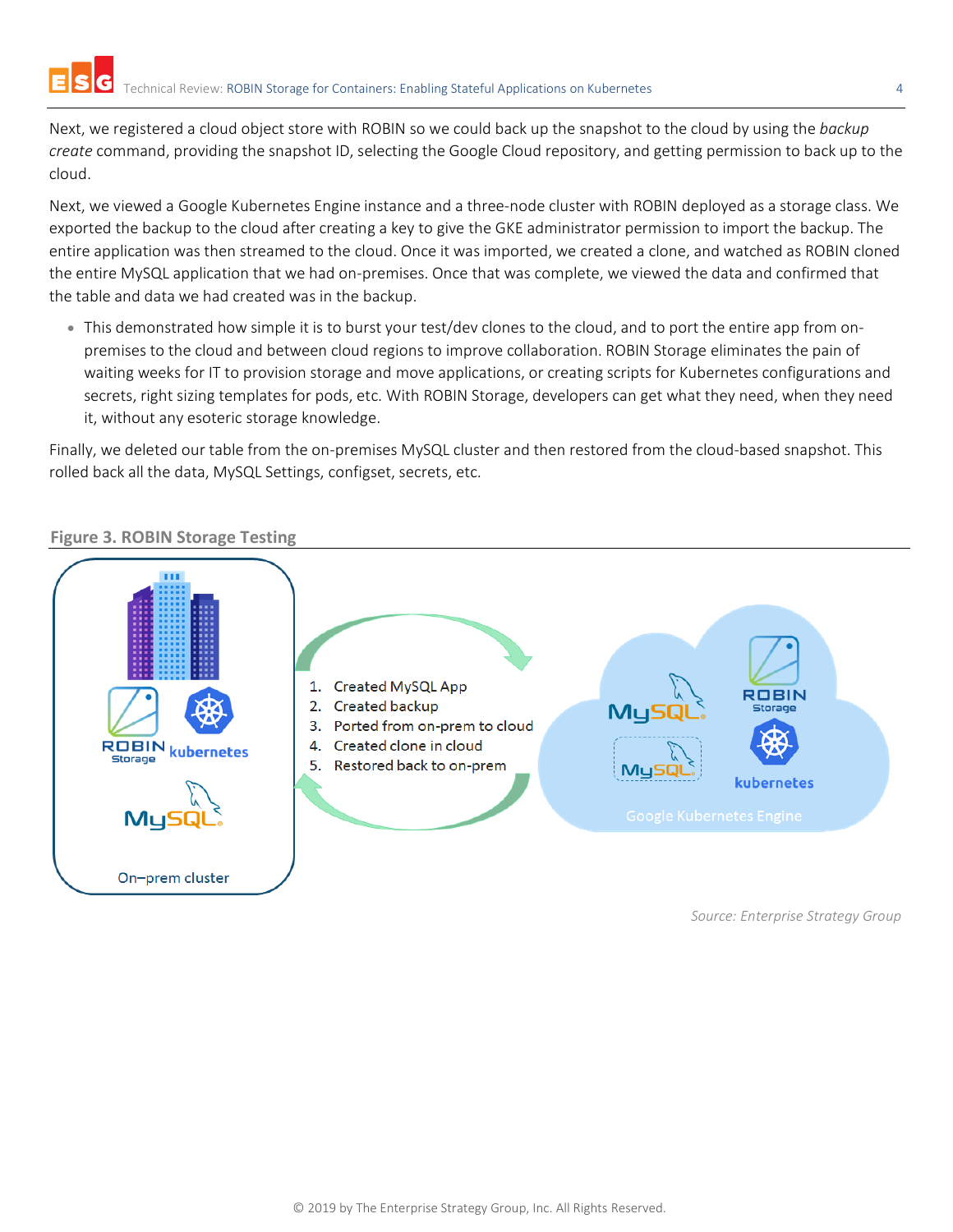Next, we registered a cloud object store with ROBIN so we could back up the snapshot to the cloud by using the *backup create* command, providing the snapshot ID, selecting the Google Cloud repository, and getting permission to back up to the cloud.

Next, we viewed a Google Kubernetes Engine instance and a three-node cluster with ROBIN deployed as a storage class. We exported the backup to the cloud after creating a key to give the GKE administrator permission to import the backup. The entire application was then streamed to the cloud. Once it was imported, we created a clone, and watched as ROBIN cloned the entire MySQL application that we had on-premises. Once that was complete, we viewed the data and confirmed that the table and data we had created was in the backup.

- This demonstrated how simple it is to burst your test/dev clones to the cloud, and to port the entire app from on-premises to the cloud and between cloud regions to improve collaboration. ROBIN Storage eliminates the pain of waiting weeks for IT to provision storage and move applications, or creating scripts for Kubernetes configurations and secrets, right sizing templates for pods, etc. With ROBIN Storage, developers can get what they need, when they need it, without any esoteric storage knowledge.

Finally, we deleted our table from the on-premises MySQL cluster and then restored from the cloud-based snapshot. This rolled back all the data, MySQL Settings, configset, secrets, etc.

**Figure 3. ROBIN Storage Testing**

1. Created MySQL App
2. Created backup
3. Ported from on-prem to cloud
4. Created clone in cloud
5. Restored back to on-prem

On–prem cluster

Google Kubernetes Engine

*Source: Enterprise Strategy Group*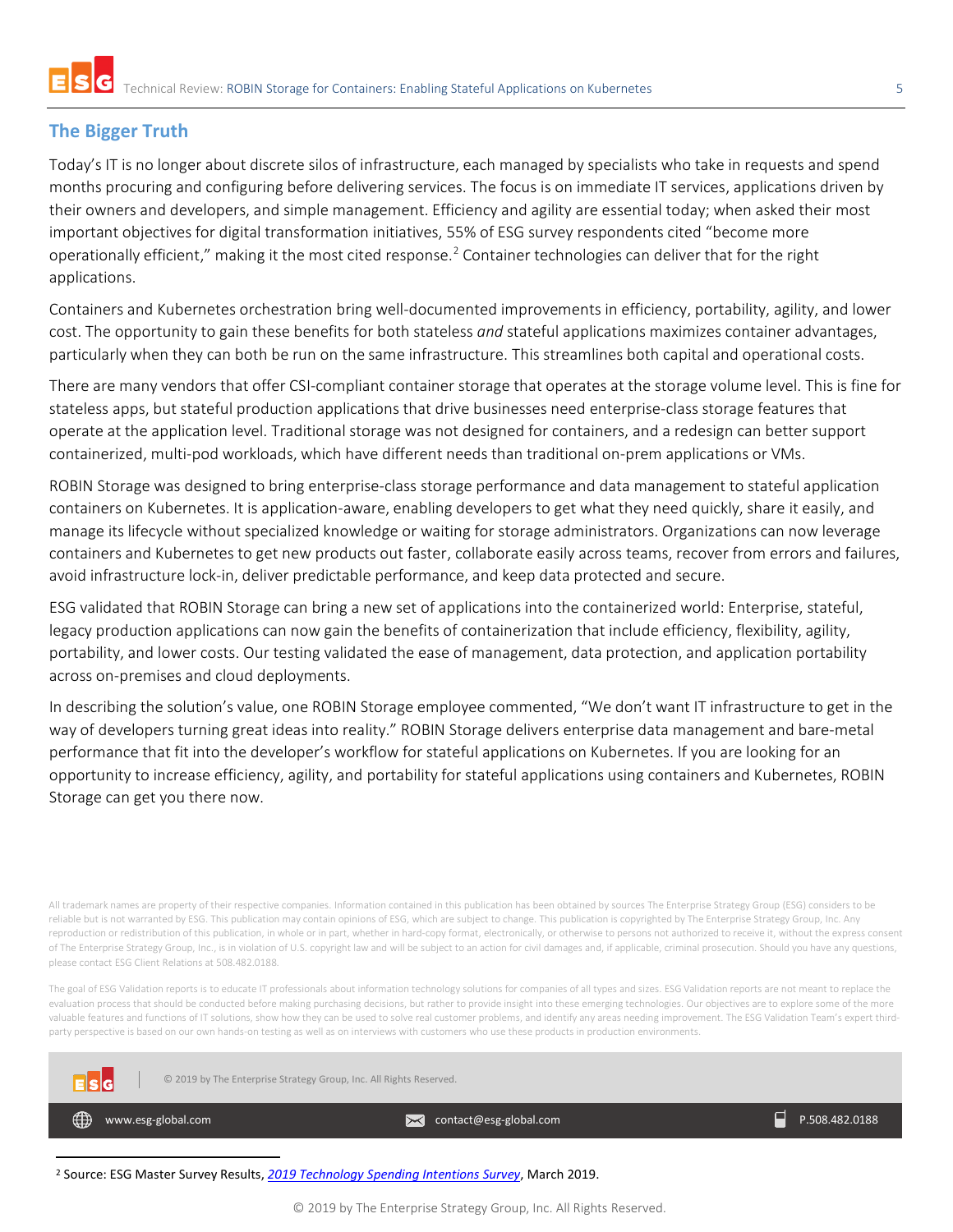## The Bigger Truth

Today's IT is no longer about discrete silos of infrastructure, each managed by specialists who take in requests and spend months procuring and configuring before delivering services. The focus is on immediate IT services, applications driven by their owners and developers, and simple management. Efficiency and agility are essential today; when asked their most important objectives for digital transformation initiatives, 55% of ESG survey respondents cited "become more operationally efficient," making it the most cited response.[2] Container technologies can deliver that for the right applications.

Containers and Kubernetes orchestration bring well-documented improvements in efficiency, portability, agility, and lower cost. The opportunity to gain these benefits for both stateless *and* stateful applications maximizes container advantages, particularly when they can both be run on the same infrastructure. This streamlines both capital and operational costs.

There are many vendors that offer CSI-compliant container storage that operates at the storage volume level. This is fine for stateless apps, but stateful production applications that drive businesses need enterprise-class storage features that operate at the application level. Traditional storage was not designed for containers, and a redesign can better support containerized, multi-pod workloads, which have different needs than traditional on-prem applications or VMs.

ROBIN Storage was designed to bring enterprise-class storage performance and data management to stateful application containers on Kubernetes. It is application-aware, enabling developers to get what they need quickly, share it easily, and manage its lifecycle without specialized knowledge or waiting for storage administrators. Organizations can now leverage containers and Kubernetes to get new products out faster, collaborate easily across teams, recover from errors and failures, avoid infrastructure lock-in, deliver predictable performance, and keep data protected and secure.

ESG validated that ROBIN Storage can bring a new set of applications into the containerized world: Enterprise, stateful, legacy production applications can now gain the benefits of containerization that include efficiency, flexibility, agility, portability, and lower costs. Our testing validated the ease of management, data protection, and application portability across on-premises and cloud deployments.

In describing the solution's value, one ROBIN Storage employee commented, "We don't want IT infrastructure to get in the way of developers turning great ideas into reality." ROBIN Storage delivers enterprise data management and bare-metal performance that fit into the developer's workflow for stateful applications on Kubernetes. If you are looking for an opportunity to increase efficiency, agility, and portability for stateful applications using containers and Kubernetes, ROBIN Storage can get you there now.

All trademark names are property of their respective companies. Information contained in this publication has been obtained by sources The Enterprise Strategy Group (ESG) considers to be reliable but is not warranted by ESG. This publication may contain opinions of ESG, which are subject to change. This publication is copyrighted by The Enterprise Strategy Group, Inc. Any reproduction or redistribution of this publication, in whole or in part, whether in hard-copy format, electronically, or otherwise to persons not authorized to receive it, without the express consent of The Enterprise Strategy Group, Inc., is in violation of U.S. copyright law and will be subject to an action for civil damages and, if applicable, criminal prosecution. Should you have any questions, please contact ESG Client Relations at 508.482.0188.

The goal of ESG Validation reports is to educate IT professionals about information technology solutions for companies of all types and sizes. ESG Validation reports are not meant to replace the evaluation process that should be conducted before making purchasing decisions, but rather to provide insight into these emerging technologies. Our objectives are to explore some of the more valuable features and functions of IT solutions, show how they can be used to solve real customer problems, and identify any areas needing improvement. The ESG Validation Team's expert third-party perspective is based on our own hands-on testing as well as on interviews with customers who use these products in production environments.

© 2019 by The Enterprise Strategy Group, Inc. All Rights Reserved.

www.esg-global.com | contact@esg-global.com | P.508.482.0188

[2] Source: ESG Master Survey Results, *2019 Technology Spending Intentions Survey*, March 2019.